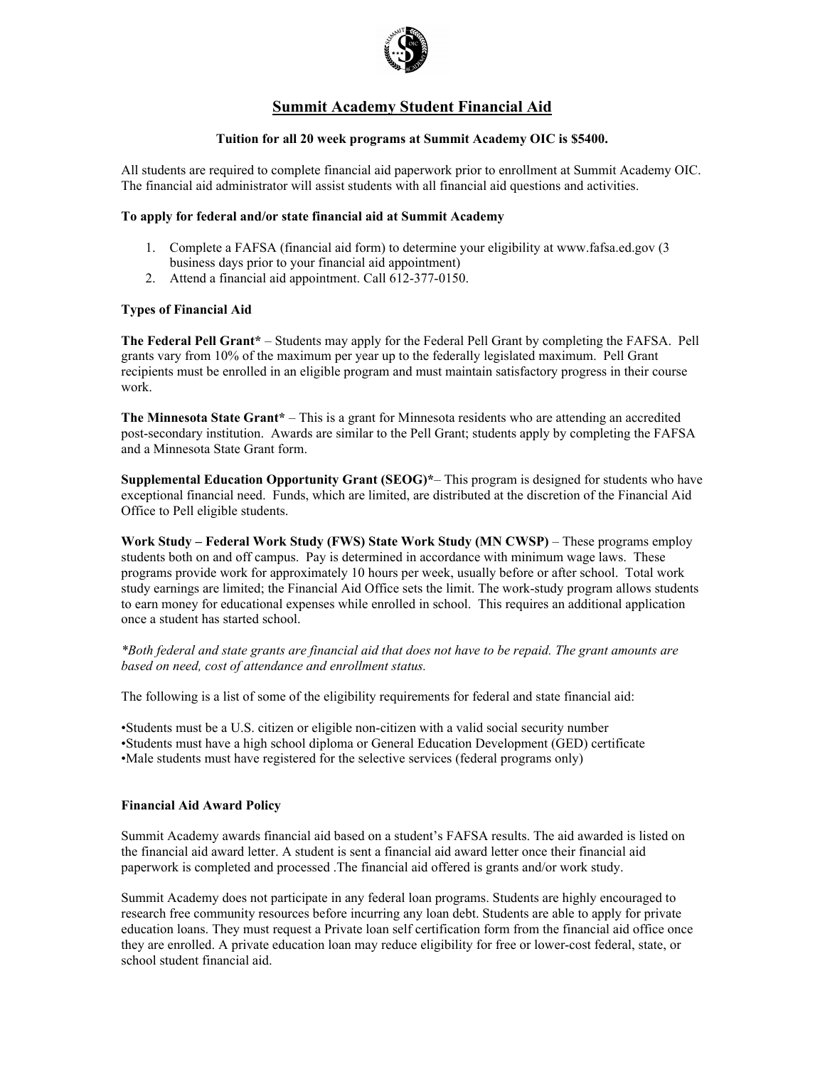# Summit Academy Student Financial Aid

**Tuition for all 20 week programs at Summit Academy OIC is $5400.**

All students are required to complete financial aid paperwork prior to enrollment at Summit Academy OIC. The financial aid administrator will assist students with all financial aid questions and activities.

**To apply for federal and/or state financial aid at Summit Academy**

1. Complete a FAFSA (financial aid form) to determine your eligibility at www.fafsa.ed.gov (3 business days prior to your financial aid appointment)
2. Attend a financial aid appointment. Call 612-377-0150.

**Types of Financial Aid**

**The Federal Pell Grant*** – Students may apply for the Federal Pell Grant by completing the FAFSA. Pell grants vary from 10% of the maximum per year up to the federally legislated maximum. Pell Grant recipients must be enrolled in an eligible program and must maintain satisfactory progress in their course work.

**The Minnesota State Grant*** – This is a grant for Minnesota residents who are attending an accredited post-secondary institution. Awards are similar to the Pell Grant; students apply by completing the FAFSA and a Minnesota State Grant form.

**Supplemental Education Opportunity Grant (SEOG)***– This program is designed for students who have exceptional financial need. Funds, which are limited, are distributed at the discretion of the Financial Aid Office to Pell eligible students.

**Work Study – Federal Work Study (FWS) State Work Study (MN CWSP)** – These programs employ students both on and off campus. Pay is determined in accordance with minimum wage laws. These programs provide work for approximately 10 hours per week, usually before or after school. Total work study earnings are limited; the Financial Aid Office sets the limit. The work-study program allows students to earn money for educational expenses while enrolled in school. This requires an additional application once a student has started school.

*\*Both federal and state grants are financial aid that does not have to be repaid. The grant amounts are based on need, cost of attendance and enrollment status.*

The following is a list of some of the eligibility requirements for federal and state financial aid:

- Students must be a U.S. citizen or eligible non-citizen with a valid social security number
- Students must have a high school diploma or General Education Development (GED) certificate
- Male students must have registered for the selective services (federal programs only)

**Financial Aid Award Policy**

Summit Academy awards financial aid based on a student's FAFSA results. The aid awarded is listed on the financial aid award letter. A student is sent a financial aid award letter once their financial aid paperwork is completed and processed .The financial aid offered is grants and/or work study.

Summit Academy does not participate in any federal loan programs. Students are highly encouraged to research free community resources before incurring any loan debt. Students are able to apply for private education loans. They must request a Private loan self certification form from the financial aid office once they are enrolled. A private education loan may reduce eligibility for free or lower-cost federal, state, or school student financial aid.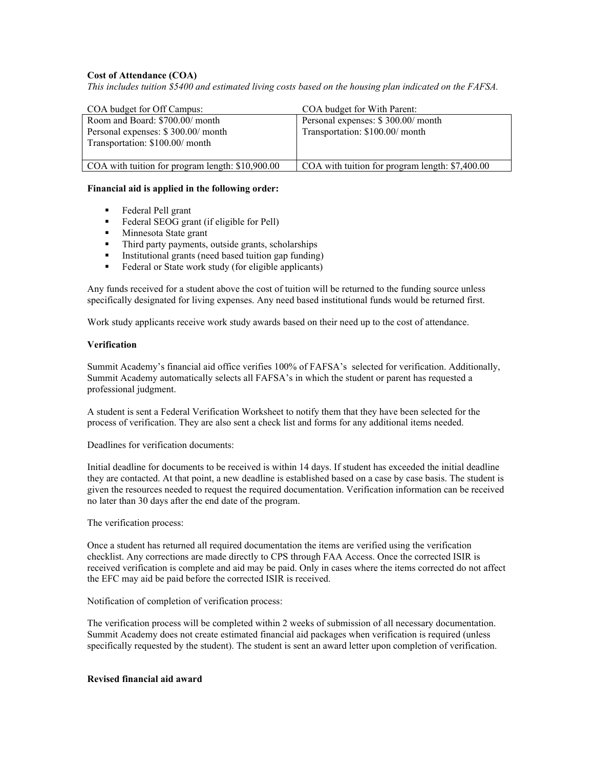**Cost of Attendance (COA)**

*This includes tuition $5400 and estimated living costs based on the housing plan indicated on the FAFSA.*

| COA budget for Off Campus: | COA budget for With Parent: |
|---|---|
| Room and Board: $700.00/ month<br>Personal expenses: $ 300.00/ month<br>Transportation: $100.00/ month | Personal expenses: $ 300.00/ month<br>Transportation: $100.00/ month |
| COA with tuition for program length: $10,900.00 | COA with tuition for program length: $7,400.00 |

**Financial aid is applied in the following order:**

- Federal Pell grant
- Federal SEOG grant (if eligible for Pell)
- Minnesota State grant
- Third party payments, outside grants, scholarships
- Institutional grants (need based tuition gap funding)
- Federal or State work study (for eligible applicants)

Any funds received for a student above the cost of tuition will be returned to the funding source unless specifically designated for living expenses. Any need based institutional funds would be returned first.

Work study applicants receive work study awards based on their need up to the cost of attendance.

**Verification**

Summit Academy's financial aid office verifies 100% of FAFSA's selected for verification. Additionally, Summit Academy automatically selects all FAFSA's in which the student or parent has requested a professional judgment.

A student is sent a Federal Verification Worksheet to notify them that they have been selected for the process of verification. They are also sent a check list and forms for any additional items needed.

Deadlines for verification documents:

Initial deadline for documents to be received is within 14 days. If student has exceeded the initial deadline they are contacted. At that point, a new deadline is established based on a case by case basis. The student is given the resources needed to request the required documentation. Verification information can be received no later than 30 days after the end date of the program.

The verification process:

Once a student has returned all required documentation the items are verified using the verification checklist. Any corrections are made directly to CPS through FAA Access. Once the corrected ISIR is received verification is complete and aid may be paid. Only in cases where the items corrected do not affect the EFC may aid be paid before the corrected ISIR is received.

Notification of completion of verification process:

The verification process will be completed within 2 weeks of submission of all necessary documentation. Summit Academy does not create estimated financial aid packages when verification is required (unless specifically requested by the student). The student is sent an award letter upon completion of verification.

**Revised financial aid award**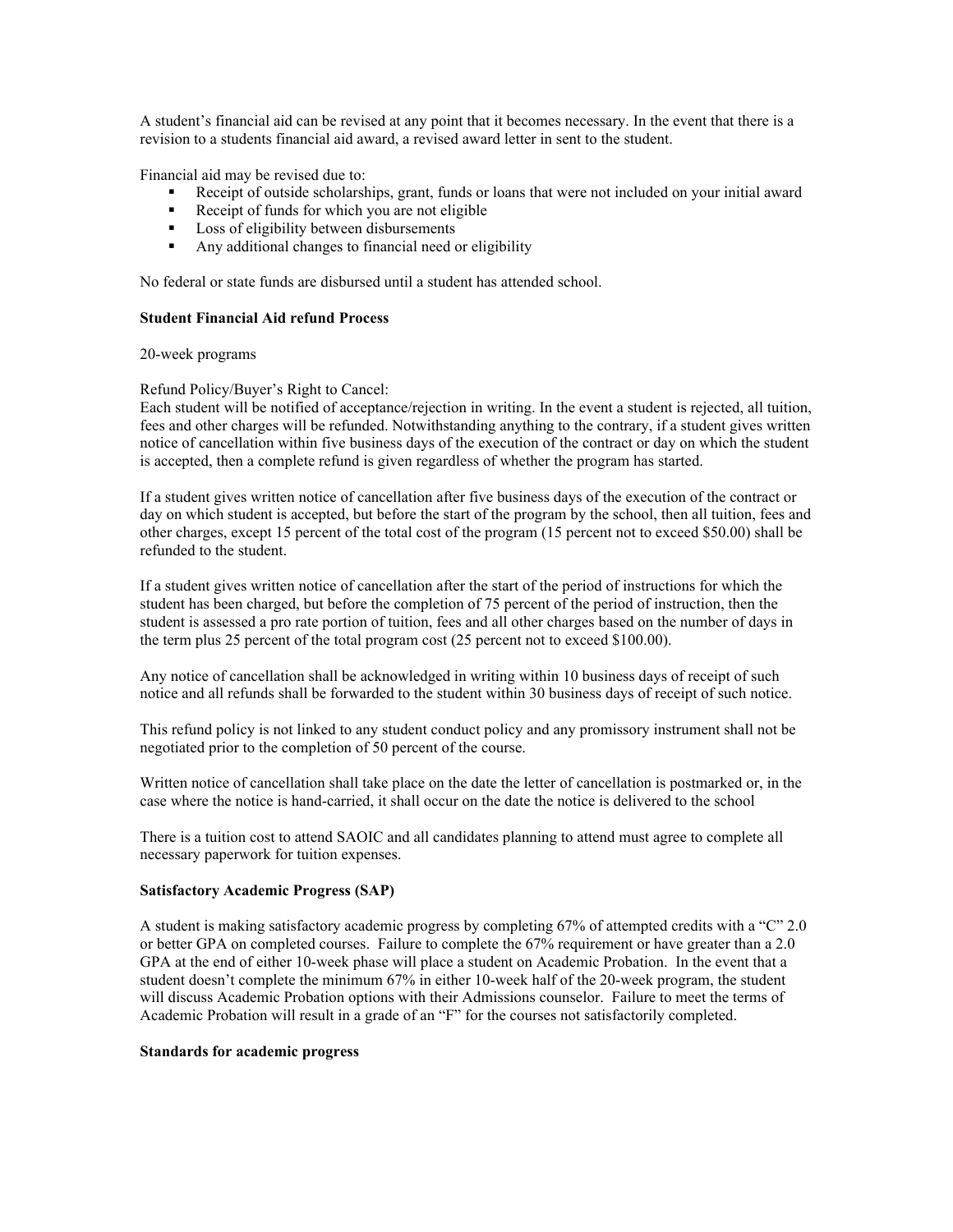A student's financial aid can be revised at any point that it becomes necessary. In the event that there is a revision to a students financial aid award, a revised award letter in sent to the student.

Financial aid may be revised due to:

- Receipt of outside scholarships, grant, funds or loans that were not included on your initial award
- Receipt of funds for which you are not eligible
- Loss of eligibility between disbursements
- Any additional changes to financial need or eligibility

No federal or state funds are disbursed until a student has attended school.

**Student Financial Aid refund Process**

20-week programs

Refund Policy/Buyer's Right to Cancel:
Each student will be notified of acceptance/rejection in writing. In the event a student is rejected, all tuition, fees and other charges will be refunded. Notwithstanding anything to the contrary, if a student gives written notice of cancellation within five business days of the execution of the contract or day on which the student is accepted, then a complete refund is given regardless of whether the program has started.

If a student gives written notice of cancellation after five business days of the execution of the contract or day on which student is accepted, but before the start of the program by the school, then all tuition, fees and other charges, except 15 percent of the total cost of the program (15 percent not to exceed $50.00) shall be refunded to the student.

If a student gives written notice of cancellation after the start of the period of instructions for which the student has been charged, but before the completion of 75 percent of the period of instruction, then the student is assessed a pro rate portion of tuition, fees and all other charges based on the number of days in the term plus 25 percent of the total program cost (25 percent not to exceed $100.00).

Any notice of cancellation shall be acknowledged in writing within 10 business days of receipt of such notice and all refunds shall be forwarded to the student within 30 business days of receipt of such notice.

This refund policy is not linked to any student conduct policy and any promissory instrument shall not be negotiated prior to the completion of 50 percent of the course.

Written notice of cancellation shall take place on the date the letter of cancellation is postmarked or, in the case where the notice is hand-carried, it shall occur on the date the notice is delivered to the school

There is a tuition cost to attend SAOIC and all candidates planning to attend must agree to complete all necessary paperwork for tuition expenses.

**Satisfactory Academic Progress (SAP)**

A student is making satisfactory academic progress by completing 67% of attempted credits with a "C" 2.0 or better GPA on completed courses. Failure to complete the 67% requirement or have greater than a 2.0 GPA at the end of either 10-week phase will place a student on Academic Probation. In the event that a student doesn't complete the minimum 67% in either 10-week half of the 20-week program, the student will discuss Academic Probation options with their Admissions counselor. Failure to meet the terms of Academic Probation will result in a grade of an "F" for the courses not satisfactorily completed.

**Standards for academic progress**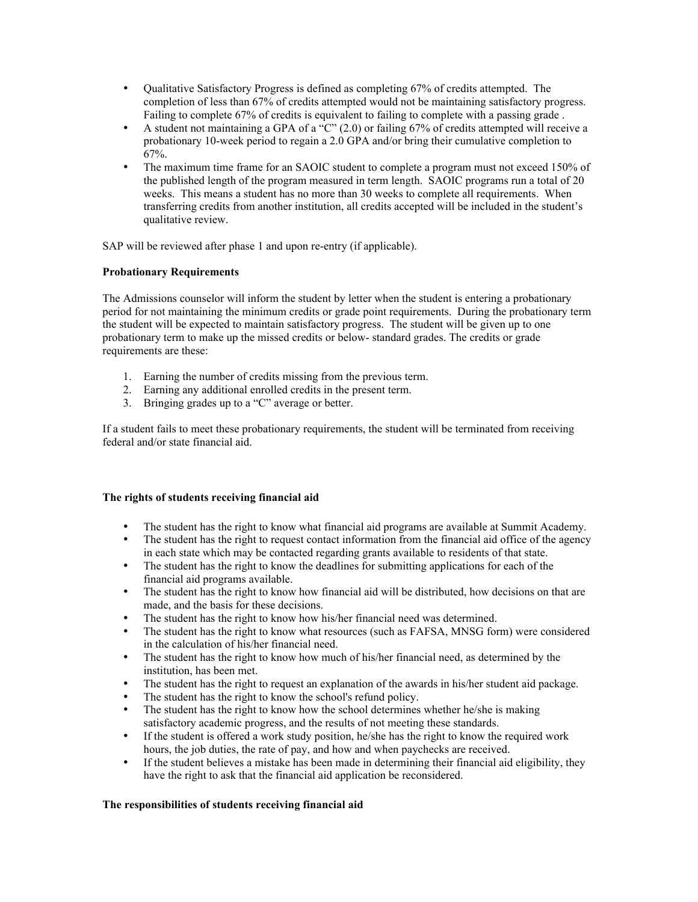- Qualitative Satisfactory Progress is defined as completing 67% of credits attempted. The completion of less than 67% of credits attempted would not be maintaining satisfactory progress. Failing to complete 67% of credits is equivalent to failing to complete with a passing grade .
- A student not maintaining a GPA of a "C" (2.0) or failing 67% of credits attempted will receive a probationary 10-week period to regain a 2.0 GPA and/or bring their cumulative completion to 67%.
- The maximum time frame for an SAOIC student to complete a program must not exceed 150% of the published length of the program measured in term length. SAOIC programs run a total of 20 weeks. This means a student has no more than 30 weeks to complete all requirements. When transferring credits from another institution, all credits accepted will be included in the student's qualitative review.

SAP will be reviewed after phase 1 and upon re-entry (if applicable).

**Probationary Requirements**

The Admissions counselor will inform the student by letter when the student is entering a probationary period for not maintaining the minimum credits or grade point requirements. During the probationary term the student will be expected to maintain satisfactory progress. The student will be given up to one probationary term to make up the missed credits or below- standard grades. The credits or grade requirements are these:

1. Earning the number of credits missing from the previous term.
2. Earning any additional enrolled credits in the present term.
3. Bringing grades up to a "C" average or better.

If a student fails to meet these probationary requirements, the student will be terminated from receiving federal and/or state financial aid.

**The rights of students receiving financial aid**

- The student has the right to know what financial aid programs are available at Summit Academy.
- The student has the right to request contact information from the financial aid office of the agency in each state which may be contacted regarding grants available to residents of that state.
- The student has the right to know the deadlines for submitting applications for each of the financial aid programs available.
- The student has the right to know how financial aid will be distributed, how decisions on that are made, and the basis for these decisions.
- The student has the right to know how his/her financial need was determined.
- The student has the right to know what resources (such as FAFSA, MNSG form) were considered in the calculation of his/her financial need.
- The student has the right to know how much of his/her financial need, as determined by the institution, has been met.
- The student has the right to request an explanation of the awards in his/her student aid package.
- The student has the right to know the school's refund policy.
- The student has the right to know how the school determines whether he/she is making satisfactory academic progress, and the results of not meeting these standards.
- If the student is offered a work study position, he/she has the right to know the required work hours, the job duties, the rate of pay, and how and when paychecks are received.
- If the student believes a mistake has been made in determining their financial aid eligibility, they have the right to ask that the financial aid application be reconsidered.

**The responsibilities of students receiving financial aid**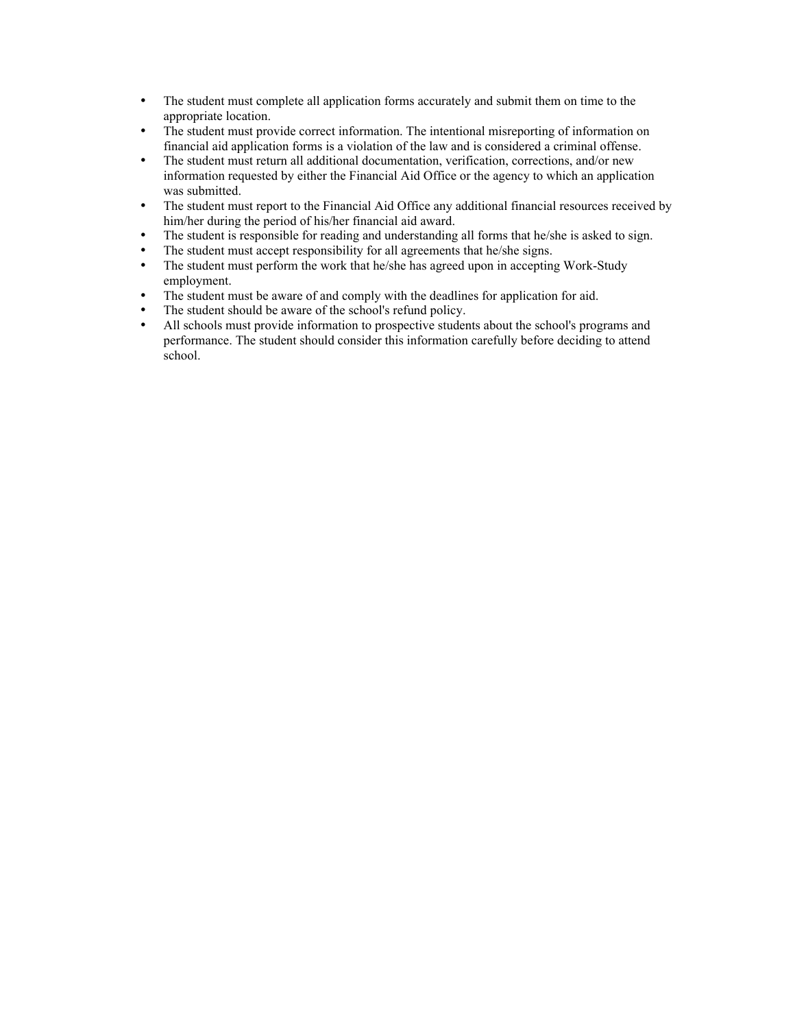- The student must complete all application forms accurately and submit them on time to the appropriate location.
- The student must provide correct information. The intentional misreporting of information on financial aid application forms is a violation of the law and is considered a criminal offense.
- The student must return all additional documentation, verification, corrections, and/or new information requested by either the Financial Aid Office or the agency to which an application was submitted.
- The student must report to the Financial Aid Office any additional financial resources received by him/her during the period of his/her financial aid award.
- The student is responsible for reading and understanding all forms that he/she is asked to sign.
- The student must accept responsibility for all agreements that he/she signs.
- The student must perform the work that he/she has agreed upon in accepting Work-Study employment.
- The student must be aware of and comply with the deadlines for application for aid.
- The student should be aware of the school's refund policy.
- All schools must provide information to prospective students about the school's programs and performance. The student should consider this information carefully before deciding to attend school.